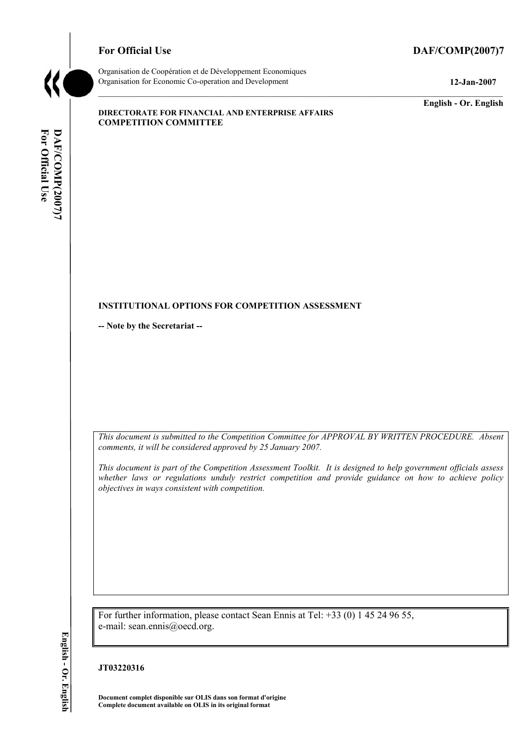**For Official Use** **DAF/COMP(2007)7**

Organisation de Coopération et de Développement Economiques
Organisation for Economic Co-operation and Development **12-Jan-2007**

**English - Or. English**

**DIRECTORATE FOR FINANCIAL AND ENTERPRISE AFFAIRS**
**COMPETITION COMMITTEE**

**INSTITUTIONAL OPTIONS FOR COMPETITION ASSESSMENT**

**-- Note by the Secretariat --**

*This document is submitted to the Competition Committee for APPROVAL BY WRITTEN PROCEDURE. Absent comments, it will be considered approved by 25 January 2007.*

*This document is part of the Competition Assessment Toolkit. It is designed to help government officials assess whether laws or regulations unduly restrict competition and provide guidance on how to achieve policy objectives in ways consistent with competition.*

For further information, please contact Sean Ennis at Tel: +33 (0) 1 45 24 96 55, e-mail: sean.ennis@oecd.org.

**JT03220316**

**Document complet disponible sur OLIS dans son format d'origine**
**Complete document available on OLIS in its original format**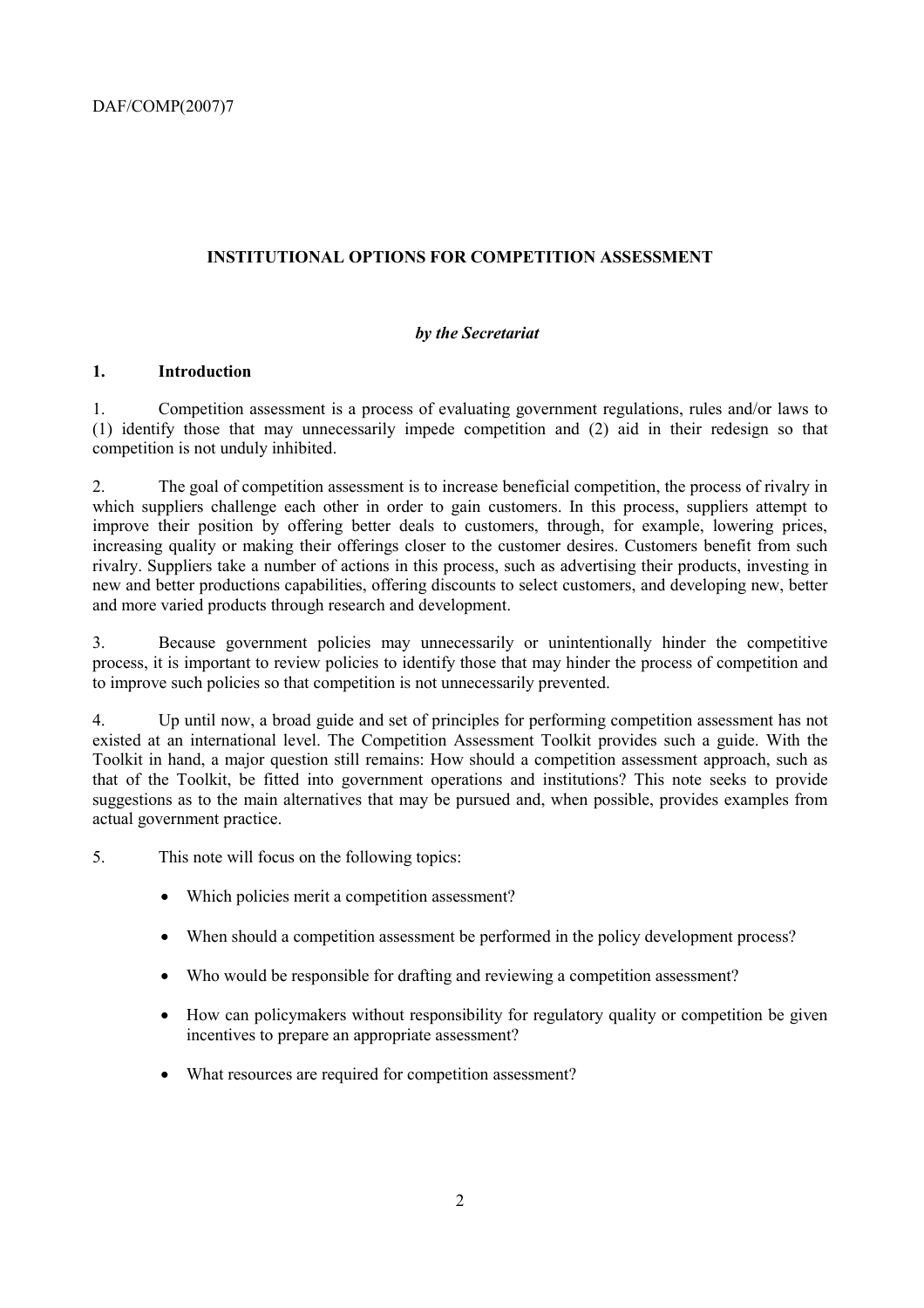**INSTITUTIONAL OPTIONS FOR COMPETITION ASSESSMENT**

***by the Secretariat***

## 1. Introduction

1. Competition assessment is a process of evaluating government regulations, rules and/or laws to (1) identify those that may unnecessarily impede competition and (2) aid in their redesign so that competition is not unduly inhibited.

2. The goal of competition assessment is to increase beneficial competition, the process of rivalry in which suppliers challenge each other in order to gain customers. In this process, suppliers attempt to improve their position by offering better deals to customers, through, for example, lowering prices, increasing quality or making their offerings closer to the customer desires. Customers benefit from such rivalry. Suppliers take a number of actions in this process, such as advertising their products, investing in new and better productions capabilities, offering discounts to select customers, and developing new, better and more varied products through research and development.

3. Because government policies may unnecessarily or unintentionally hinder the competitive process, it is important to review policies to identify those that may hinder the process of competition and to improve such policies so that competition is not unnecessarily prevented.

4. Up until now, a broad guide and set of principles for performing competition assessment has not existed at an international level. The Competition Assessment Toolkit provides such a guide. With the Toolkit in hand, a major question still remains: How should a competition assessment approach, such as that of the Toolkit, be fitted into government operations and institutions? This note seeks to provide suggestions as to the main alternatives that may be pursued and, when possible, provides examples from actual government practice.

5. This note will focus on the following topics:

- Which policies merit a competition assessment?
- When should a competition assessment be performed in the policy development process?
- Who would be responsible for drafting and reviewing a competition assessment?
- How can policymakers without responsibility for regulatory quality or competition be given incentives to prepare an appropriate assessment?
- What resources are required for competition assessment?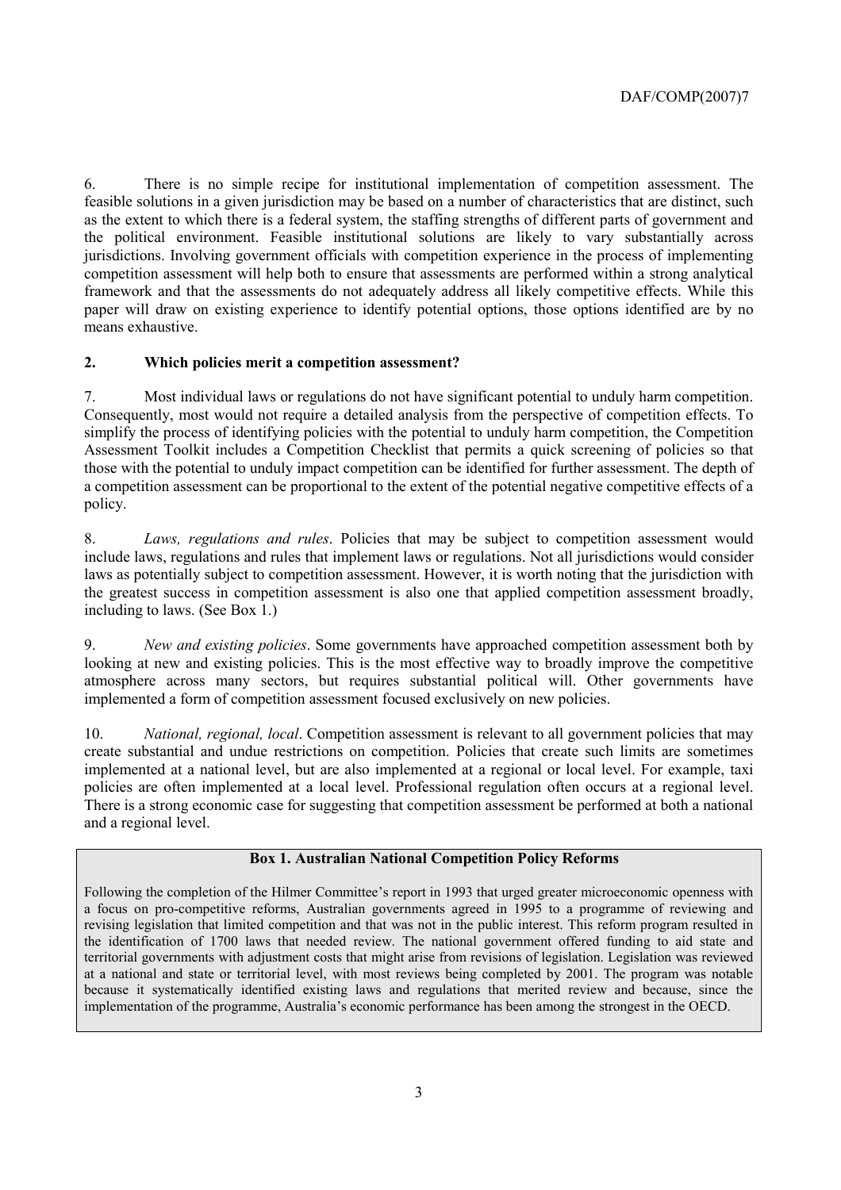6. There is no simple recipe for institutional implementation of competition assessment. The feasible solutions in a given jurisdiction may be based on a number of characteristics that are distinct, such as the extent to which there is a federal system, the staffing strengths of different parts of government and the political environment. Feasible institutional solutions are likely to vary substantially across jurisdictions. Involving government officials with competition experience in the process of implementing competition assessment will help both to ensure that assessments are performed within a strong analytical framework and that the assessments do not adequately address all likely competitive effects. While this paper will draw on existing experience to identify potential options, those options identified are by no means exhaustive.

## 2. Which policies merit a competition assessment?

7. Most individual laws or regulations do not have significant potential to unduly harm competition. Consequently, most would not require a detailed analysis from the perspective of competition effects. To simplify the process of identifying policies with the potential to unduly harm competition, the Competition Assessment Toolkit includes a Competition Checklist that permits a quick screening of policies so that those with the potential to unduly impact competition can be identified for further assessment. The depth of a competition assessment can be proportional to the extent of the potential negative competitive effects of a policy.

8. *Laws, regulations and rules*. Policies that may be subject to competition assessment would include laws, regulations and rules that implement laws or regulations. Not all jurisdictions would consider laws as potentially subject to competition assessment. However, it is worth noting that the jurisdiction with the greatest success in competition assessment is also one that applied competition assessment broadly, including to laws. (See Box 1.)

9. *New and existing policies*. Some governments have approached competition assessment both by looking at new and existing policies. This is the most effective way to broadly improve the competitive atmosphere across many sectors, but requires substantial political will. Other governments have implemented a form of competition assessment focused exclusively on new policies.

10. *National, regional, local*. Competition assessment is relevant to all government policies that may create substantial and undue restrictions on competition. Policies that create such limits are sometimes implemented at a national level, but are also implemented at a regional or local level. For example, taxi policies are often implemented at a local level. Professional regulation often occurs at a regional level. There is a strong economic case for suggesting that competition assessment be performed at both a national and a regional level.

**Box 1. Australian National Competition Policy Reforms**

Following the completion of the Hilmer Committee's report in 1993 that urged greater microeconomic openness with a focus on pro-competitive reforms, Australian governments agreed in 1995 to a programme of reviewing and revising legislation that limited competition and that was not in the public interest. This reform program resulted in the identification of 1700 laws that needed review. The national government offered funding to aid state and territorial governments with adjustment costs that might arise from revisions of legislation. Legislation was reviewed at a national and state or territorial level, with most reviews being completed by 2001. The program was notable because it systematically identified existing laws and regulations that merited review and because, since the implementation of the programme, Australia's economic performance has been among the strongest in the OECD.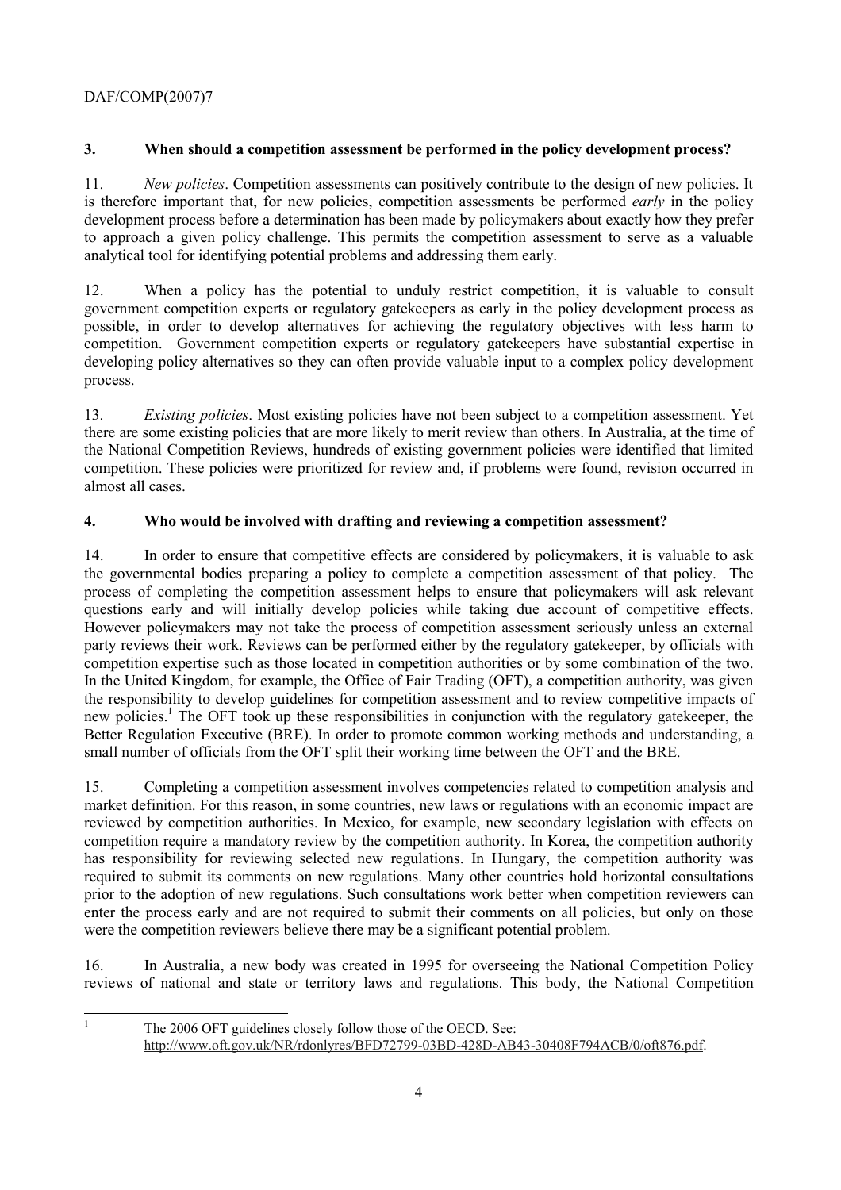## 3. When should a competition assessment be performed in the policy development process?

11. *New policies*. Competition assessments can positively contribute to the design of new policies. It is therefore important that, for new policies, competition assessments be performed *early* in the policy development process before a determination has been made by policymakers about exactly how they prefer to approach a given policy challenge. This permits the competition assessment to serve as a valuable analytical tool for identifying potential problems and addressing them early.

12. When a policy has the potential to unduly restrict competition, it is valuable to consult government competition experts or regulatory gatekeepers as early in the policy development process as possible, in order to develop alternatives for achieving the regulatory objectives with less harm to competition. Government competition experts or regulatory gatekeepers have substantial expertise in developing policy alternatives so they can often provide valuable input to a complex policy development process.

13. *Existing policies*. Most existing policies have not been subject to a competition assessment. Yet there are some existing policies that are more likely to merit review than others. In Australia, at the time of the National Competition Reviews, hundreds of existing government policies were identified that limited competition. These policies were prioritized for review and, if problems were found, revision occurred in almost all cases.

## 4. Who would be involved with drafting and reviewing a competition assessment?

14. In order to ensure that competitive effects are considered by policymakers, it is valuable to ask the governmental bodies preparing a policy to complete a competition assessment of that policy. The process of completing the competition assessment helps to ensure that policymakers will ask relevant questions early and will initially develop policies while taking due account of competitive effects. However policymakers may not take the process of competition assessment seriously unless an external party reviews their work. Reviews can be performed either by the regulatory gatekeeper, by officials with competition expertise such as those located in competition authorities or by some combination of the two. In the United Kingdom, for example, the Office of Fair Trading (OFT), a competition authority, was given the responsibility to develop guidelines for competition assessment and to review competitive impacts of new policies.[1] The OFT took up these responsibilities in conjunction with the regulatory gatekeeper, the Better Regulation Executive (BRE). In order to promote common working methods and understanding, a small number of officials from the OFT split their working time between the OFT and the BRE.

15. Completing a competition assessment involves competencies related to competition analysis and market definition. For this reason, in some countries, new laws or regulations with an economic impact are reviewed by competition authorities. In Mexico, for example, new secondary legislation with effects on competition require a mandatory review by the competition authority. In Korea, the competition authority has responsibility for reviewing selected new regulations. In Hungary, the competition authority was required to submit its comments on new regulations. Many other countries hold horizontal consultations prior to the adoption of new regulations. Such consultations work better when competition reviewers can enter the process early and are not required to submit their comments on all policies, but only on those were the competition reviewers believe there may be a significant potential problem.

16. In Australia, a new body was created in 1995 for overseeing the National Competition Policy reviews of national and state or territory laws and regulations. This body, the National Competition

---

[1] The 2006 OFT guidelines closely follow those of the OECD. See: http://www.oft.gov.uk/NR/rdonlyres/BFD72799-03BD-428D-AB43-30408F794ACB/0/oft876.pdf.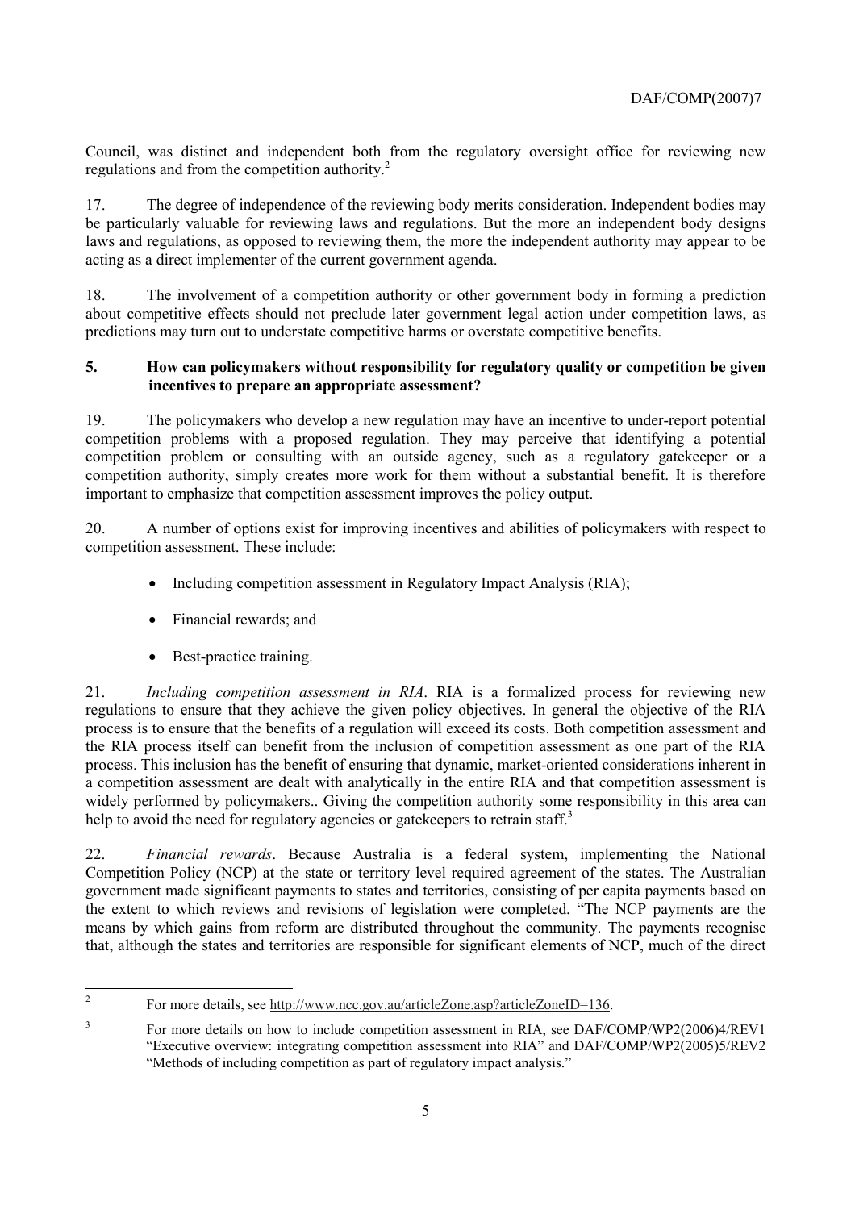Council, was distinct and independent both from the regulatory oversight office for reviewing new regulations and from the competition authority.[2]

17. The degree of independence of the reviewing body merits consideration. Independent bodies may be particularly valuable for reviewing laws and regulations. But the more an independent body designs laws and regulations, as opposed to reviewing them, the more the independent authority may appear to be acting as a direct implementer of the current government agenda.

18. The involvement of a competition authority or other government body in forming a prediction about competitive effects should not preclude later government legal action under competition laws, as predictions may turn out to understate competitive harms or overstate competitive benefits.

### 5. How can policymakers without responsibility for regulatory quality or competition be given incentives to prepare an appropriate assessment?

19. The policymakers who develop a new regulation may have an incentive to under-report potential competition problems with a proposed regulation. They may perceive that identifying a potential competition problem or consulting with an outside agency, such as a regulatory gatekeeper or a competition authority, simply creates more work for them without a substantial benefit. It is therefore important to emphasize that competition assessment improves the policy output.

20. A number of options exist for improving incentives and abilities of policymakers with respect to competition assessment. These include:

- Including competition assessment in Regulatory Impact Analysis (RIA);
- Financial rewards; and
- Best-practice training.

21. *Including competition assessment in RIA*. RIA is a formalized process for reviewing new regulations to ensure that they achieve the given policy objectives. In general the objective of the RIA process is to ensure that the benefits of a regulation will exceed its costs. Both competition assessment and the RIA process itself can benefit from the inclusion of competition assessment as one part of the RIA process. This inclusion has the benefit of ensuring that dynamic, market-oriented considerations inherent in a competition assessment are dealt with analytically in the entire RIA and that competition assessment is widely performed by policymakers.. Giving the competition authority some responsibility in this area can help to avoid the need for regulatory agencies or gatekeepers to retrain staff.[3]

22. *Financial rewards*. Because Australia is a federal system, implementing the National Competition Policy (NCP) at the state or territory level required agreement of the states. The Australian government made significant payments to states and territories, consisting of per capita payments based on the extent to which reviews and revisions of legislation were completed. "The NCP payments are the means by which gains from reform are distributed throughout the community. The payments recognise that, although the states and territories are responsible for significant elements of NCP, much of the direct

---

[2] For more details, see http://www.ncc.gov.au/articleZone.asp?articleZoneID=136.

[3] For more details on how to include competition assessment in RIA, see DAF/COMP/WP2(2006)4/REV1 "Executive overview: integrating competition assessment into RIA" and DAF/COMP/WP2(2005)5/REV2 "Methods of including competition as part of regulatory impact analysis."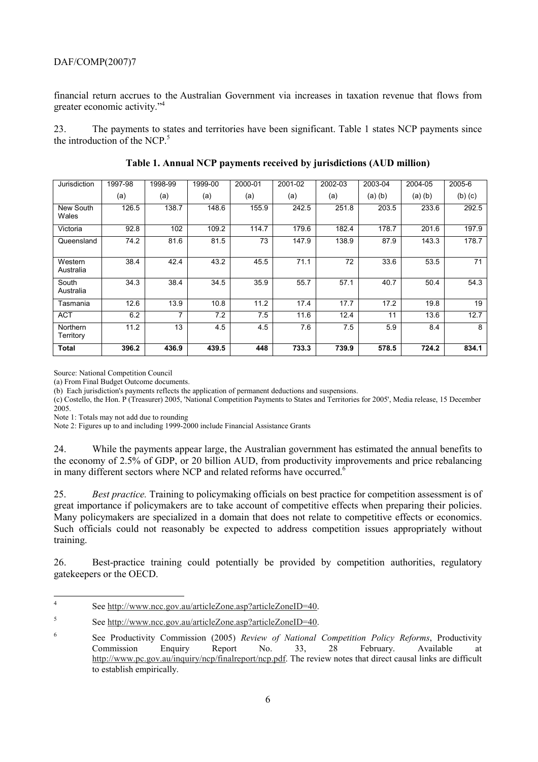financial return accrues to the Australian Government via increases in taxation revenue that flows from greater economic activity."[4]

23. The payments to states and territories have been significant. Table 1 states NCP payments since the introduction of the NCP.[5]

**Table 1. Annual NCP payments received by jurisdictions (AUD million)**

| Jurisdiction | 1997-98 (a) | 1998-99 (a) | 1999-00 (a) | 2000-01 (a) | 2001-02 (a) | 2002-03 (a) | 2003-04 (a) (b) | 2004-05 (a) (b) | 2005-6 (b) (c) |
|---|---|---|---|---|---|---|---|---|---|
| New South Wales | 126.5 | 138.7 | 148.6 | 155.9 | 242.5 | 251.8 | 203.5 | 233.6 | 292.5 |
| Victoria | 92.8 | 102 | 109.2 | 114.7 | 179.6 | 182.4 | 178.7 | 201.6 | 197.9 |
| Queensland | 74.2 | 81.6 | 81.5 | 73 | 147.9 | 138.9 | 87.9 | 143.3 | 178.7 |
| Western Australia | 38.4 | 42.4 | 43.2 | 45.5 | 71.1 | 72 | 33.6 | 53.5 | 71 |
| South Australia | 34.3 | 38.4 | 34.5 | 35.9 | 55.7 | 57.1 | 40.7 | 50.4 | 54.3 |
| Tasmania | 12.6 | 13.9 | 10.8 | 11.2 | 17.4 | 17.7 | 17.2 | 19.8 | 19 |
| ACT | 6.2 | 7 | 7.2 | 7.5 | 11.6 | 12.4 | 11 | 13.6 | 12.7 |
| Northern Territory | 11.2 | 13 | 4.5 | 4.5 | 7.6 | 7.5 | 5.9 | 8.4 | 8 |
| **Total** | **396.2** | **436.9** | **439.5** | **448** | **733.3** | **739.9** | **578.5** | **724.2** | **834.1** |

Source: National Competition Council

(a) From Final Budget Outcome documents.

(b) Each jurisdiction's payments reflects the application of permanent deductions and suspensions.

(c) Costello, the Hon. P (Treasurer) 2005, 'National Competition Payments to States and Territories for 2005', Media release, 15 December 2005.

Note 1: Totals may not add due to rounding

Note 2: Figures up to and including 1999-2000 include Financial Assistance Grants

24. While the payments appear large, the Australian government has estimated the annual benefits to the economy of 2.5% of GDP, or 20 billion AUD, from productivity improvements and price rebalancing in many different sectors where NCP and related reforms have occurred.[6]

25. *Best practice.* Training to policymaking officials on best practice for competition assessment is of great importance if policymakers are to take account of competitive effects when preparing their policies. Many policymakers are specialized in a domain that does not relate to competitive effects or economics. Such officials could not reasonably be expected to address competition issues appropriately without training.

26. Best-practice training could potentially be provided by competition authorities, regulatory gatekeepers or the OECD.

---

[4] See http://www.ncc.gov.au/articleZone.asp?articleZoneID=40.

[5] See http://www.ncc.gov.au/articleZone.asp?articleZoneID=40.

[6] See Productivity Commission (2005) *Review of National Competition Policy Reforms*, Productivity Commission Enquiry Report No. 33, 28 February. Available at http://www.pc.gov.au/inquiry/ncp/finalreport/ncp.pdf. The review notes that direct causal links are difficult to establish empirically.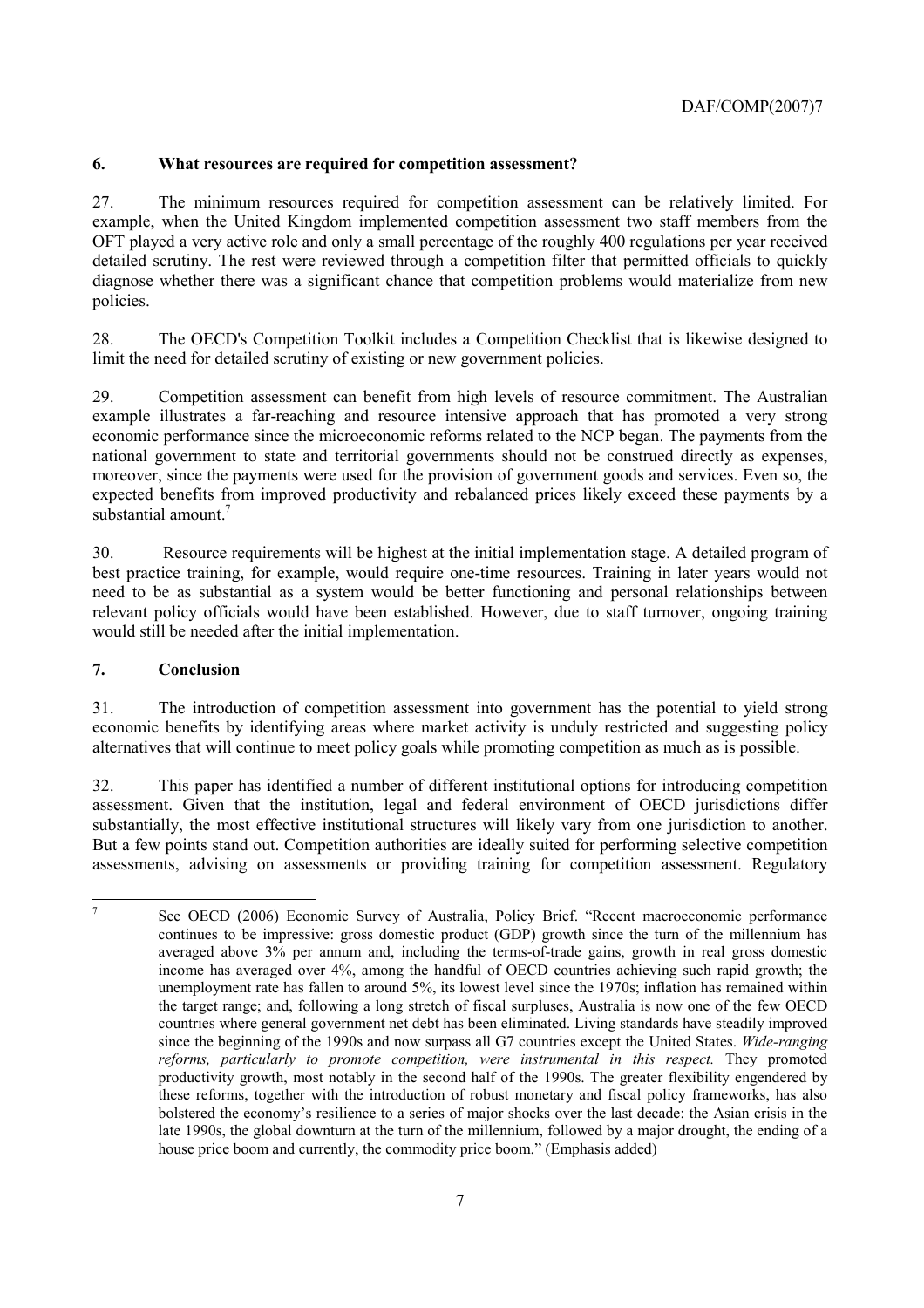## 6. What resources are required for competition assessment?

27. The minimum resources required for competition assessment can be relatively limited. For example, when the United Kingdom implemented competition assessment two staff members from the OFT played a very active role and only a small percentage of the roughly 400 regulations per year received detailed scrutiny. The rest were reviewed through a competition filter that permitted officials to quickly diagnose whether there was a significant chance that competition problems would materialize from new policies.

28. The OECD's Competition Toolkit includes a Competition Checklist that is likewise designed to limit the need for detailed scrutiny of existing or new government policies.

29. Competition assessment can benefit from high levels of resource commitment. The Australian example illustrates a far-reaching and resource intensive approach that has promoted a very strong economic performance since the microeconomic reforms related to the NCP began. The payments from the national government to state and territorial governments should not be construed directly as expenses, moreover, since the payments were used for the provision of government goods and services. Even so, the expected benefits from improved productivity and rebalanced prices likely exceed these payments by a substantial amount.[7]

30. Resource requirements will be highest at the initial implementation stage. A detailed program of best practice training, for example, would require one-time resources. Training in later years would not need to be as substantial as a system would be better functioning and personal relationships between relevant policy officials would have been established. However, due to staff turnover, ongoing training would still be needed after the initial implementation.

## 7. Conclusion

31. The introduction of competition assessment into government has the potential to yield strong economic benefits by identifying areas where market activity is unduly restricted and suggesting policy alternatives that will continue to meet policy goals while promoting competition as much as is possible.

32. This paper has identified a number of different institutional options for introducing competition assessment. Given that the institution, legal and federal environment of OECD jurisdictions differ substantially, the most effective institutional structures will likely vary from one jurisdiction to another. But a few points stand out. Competition authorities are ideally suited for performing selective competition assessments, advising on assessments or providing training for competition assessment. Regulatory

---

[7] See OECD (2006) Economic Survey of Australia, Policy Brief. "Recent macroeconomic performance continues to be impressive: gross domestic product (GDP) growth since the turn of the millennium has averaged above 3% per annum and, including the terms-of-trade gains, growth in real gross domestic income has averaged over 4%, among the handful of OECD countries achieving such rapid growth; the unemployment rate has fallen to around 5%, its lowest level since the 1970s; inflation has remained within the target range; and, following a long stretch of fiscal surpluses, Australia is now one of the few OECD countries where general government net debt has been eliminated. Living standards have steadily improved since the beginning of the 1990s and now surpass all G7 countries except the United States. *Wide-ranging reforms, particularly to promote competition, were instrumental in this respect.* They promoted productivity growth, most notably in the second half of the 1990s. The greater flexibility engendered by these reforms, together with the introduction of robust monetary and fiscal policy frameworks, has also bolstered the economy's resilience to a series of major shocks over the last decade: the Asian crisis in the late 1990s, the global downturn at the turn of the millennium, followed by a major drought, the ending of a house price boom and currently, the commodity price boom." (Emphasis added)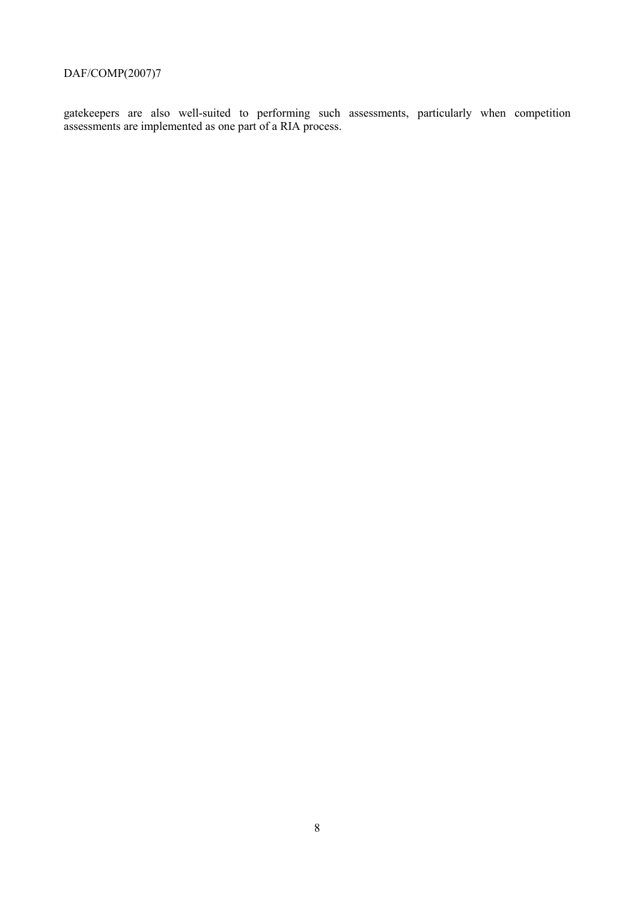gatekeepers are also well-suited to performing such assessments, particularly when competition assessments are implemented as one part of a RIA process.